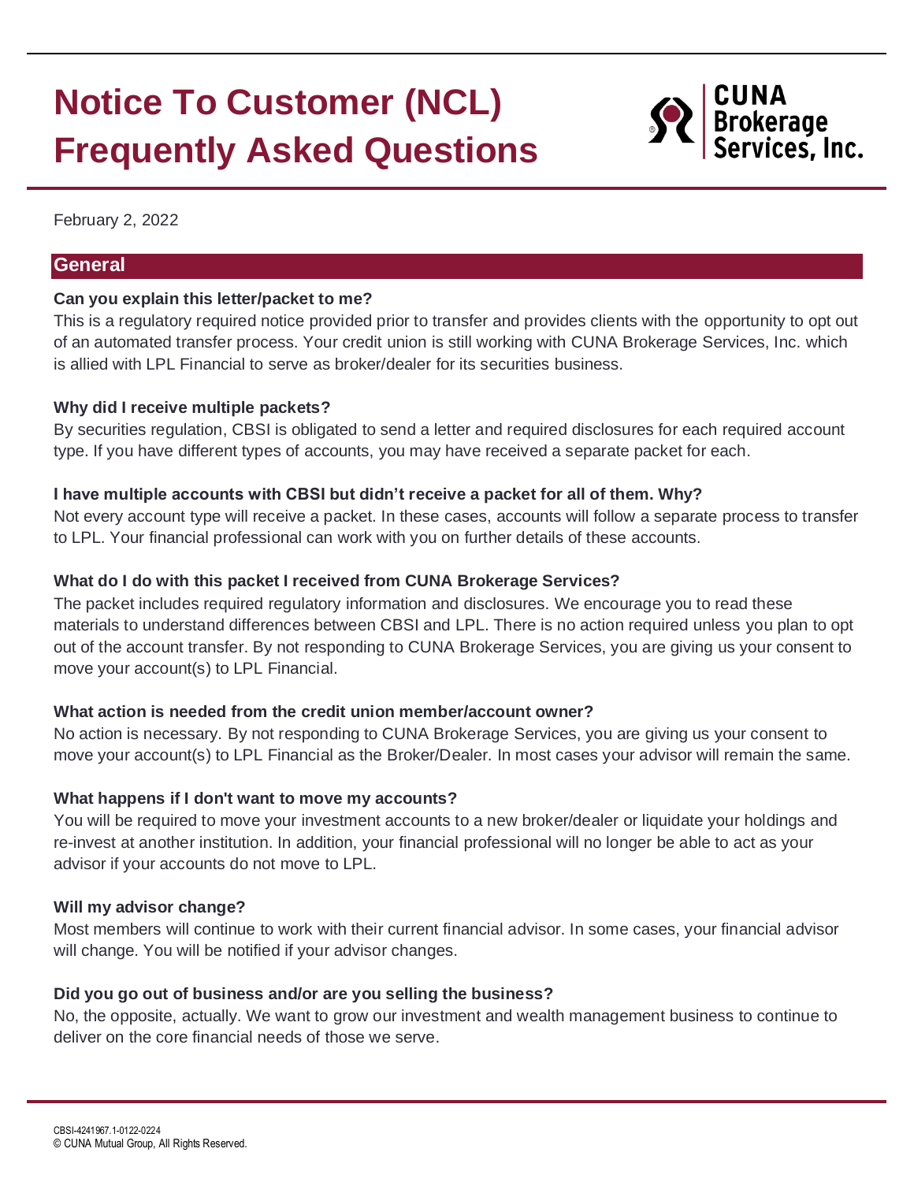# Notice To Customer (NCL) Frequently Asked Questions

CUNA Brokerage Services, Inc.

February 2, 2022

## General

**Can you explain this letter/packet to me?**

This is a regulatory required notice provided prior to transfer and provides clients with the opportunity to opt out of an automated transfer process. Your credit union is still working with CUNA Brokerage Services, Inc. which is allied with LPL Financial to serve as broker/dealer for its securities business.

**Why did I receive multiple packets?**

By securities regulation, CBSI is obligated to send a letter and required disclosures for each required account type. If you have different types of accounts, you may have received a separate packet for each.

**I have multiple accounts with CBSI but didn't receive a packet for all of them. Why?**

Not every account type will receive a packet. In these cases, accounts will follow a separate process to transfer to LPL. Your financial professional can work with you on further details of these accounts.

**What do I do with this packet I received from CUNA Brokerage Services?**

The packet includes required regulatory information and disclosures. We encourage you to read these materials to understand differences between CBSI and LPL. There is no action required unless you plan to opt out of the account transfer. By not responding to CUNA Brokerage Services, you are giving us your consent to move your account(s) to LPL Financial.

**What action is needed from the credit union member/account owner?**

No action is necessary. By not responding to CUNA Brokerage Services, you are giving us your consent to move your account(s) to LPL Financial as the Broker/Dealer. In most cases your advisor will remain the same.

**What happens if I don't want to move my accounts?**

You will be required to move your investment accounts to a new broker/dealer or liquidate your holdings and re-invest at another institution. In addition, your financial professional will no longer be able to act as your advisor if your accounts do not move to LPL.

**Will my advisor change?**

Most members will continue to work with their current financial advisor. In some cases, your financial advisor will change. You will be notified if your advisor changes.

**Did you go out of business and/or are you selling the business?**

No, the opposite, actually. We want to grow our investment and wealth management business to continue to deliver on the core financial needs of those we serve.

CBSI-4241967.1-0122-0224
© CUNA Mutual Group, All Rights Reserved.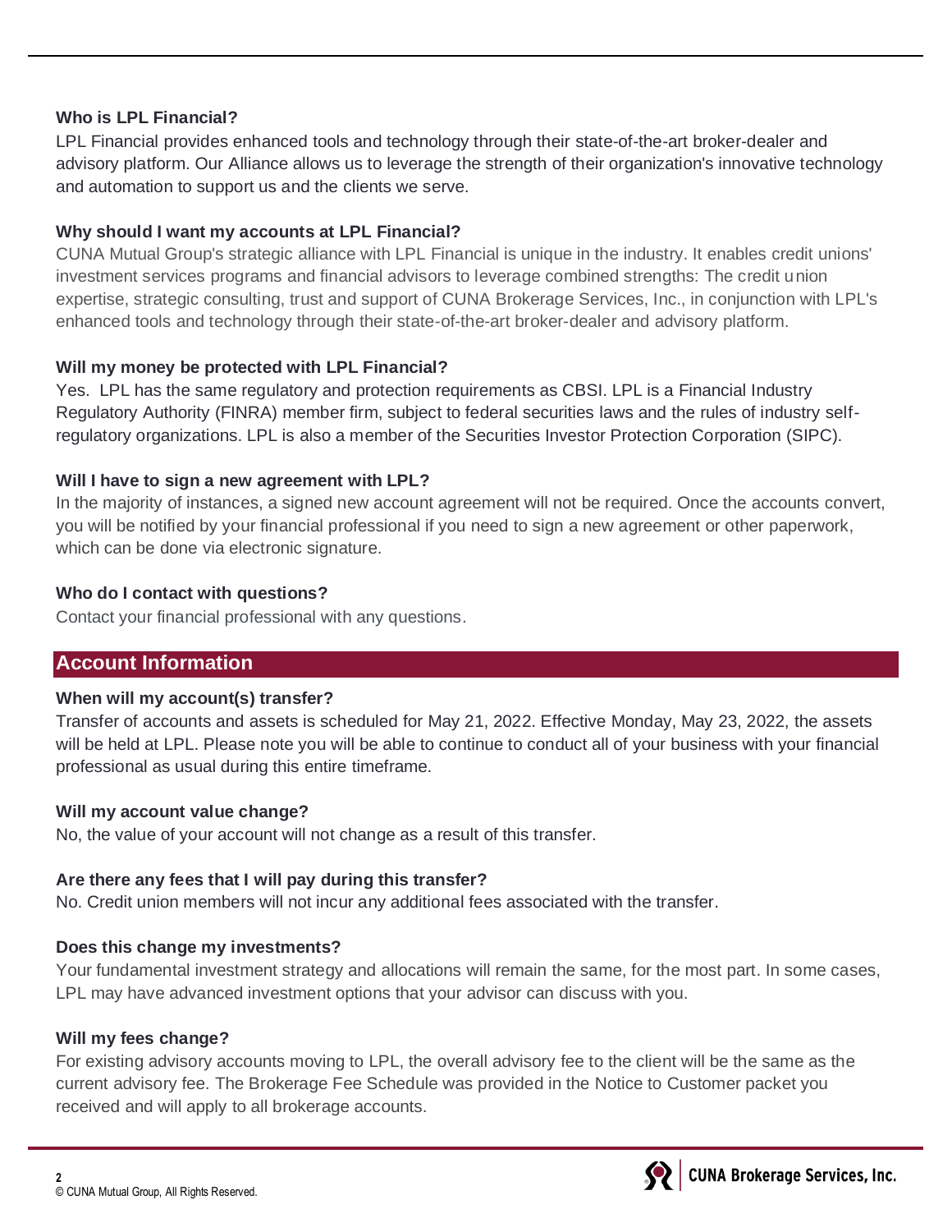### Who is LPL Financial?

LPL Financial provides enhanced tools and technology through their state-of-the-art broker-dealer and advisory platform. Our Alliance allows us to leverage the strength of their organization's innovative technology and automation to support us and the clients we serve.

### Why should I want my accounts at LPL Financial?

CUNA Mutual Group's strategic alliance with LPL Financial is unique in the industry. It enables credit unions' investment services programs and financial advisors to leverage combined strengths: The credit union expertise, strategic consulting, trust and support of CUNA Brokerage Services, Inc., in conjunction with LPL's enhanced tools and technology through their state-of-the-art broker-dealer and advisory platform.

### Will my money be protected with LPL Financial?

Yes. LPL has the same regulatory and protection requirements as CBSI. LPL is a Financial Industry Regulatory Authority (FINRA) member firm, subject to federal securities laws and the rules of industry self-regulatory organizations. LPL is also a member of the Securities Investor Protection Corporation (SIPC).

### Will I have to sign a new agreement with LPL?

In the majority of instances, a signed new account agreement will not be required. Once the accounts convert, you will be notified by your financial professional if you need to sign a new agreement or other paperwork, which can be done via electronic signature.

### Who do I contact with questions?

Contact your financial professional with any questions.

## Account Information

### When will my account(s) transfer?

Transfer of accounts and assets is scheduled for May 21, 2022. Effective Monday, May 23, 2022, the assets will be held at LPL. Please note you will be able to continue to conduct all of your business with your financial professional as usual during this entire timeframe.

### Will my account value change?

No, the value of your account will not change as a result of this transfer.

### Are there any fees that I will pay during this transfer?

No. Credit union members will not incur any additional fees associated with the transfer.

### Does this change my investments?

Your fundamental investment strategy and allocations will remain the same, for the most part. In some cases, LPL may have advanced investment options that your advisor can discuss with you.

### Will my fees change?

For existing advisory accounts moving to LPL, the overall advisory fee to the client will be the same as the current advisory fee. The Brokerage Fee Schedule was provided in the Notice to Customer packet you received and will apply to all brokerage accounts.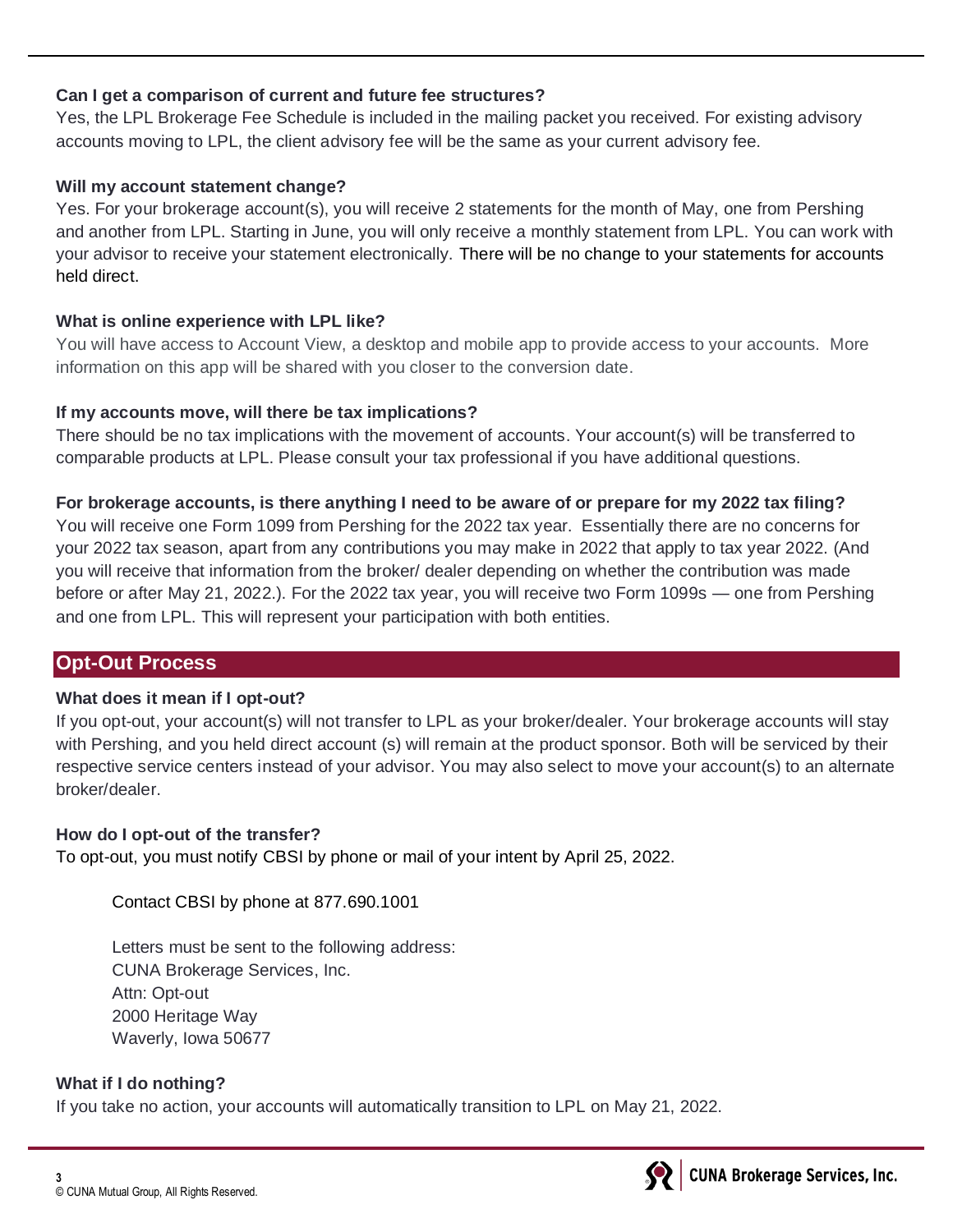**Can I get a comparison of current and future fee structures?**

Yes, the LPL Brokerage Fee Schedule is included in the mailing packet you received. For existing advisory accounts moving to LPL, the client advisory fee will be the same as your current advisory fee.

**Will my account statement change?**

Yes. For your brokerage account(s), you will receive 2 statements for the month of May, one from Pershing and another from LPL. Starting in June, you will only receive a monthly statement from LPL. You can work with your advisor to receive your statement electronically. There will be no change to your statements for accounts held direct.

**What is online experience with LPL like?**

You will have access to Account View, a desktop and mobile app to provide access to your accounts. More information on this app will be shared with you closer to the conversion date.

**If my accounts move, will there be tax implications?**

There should be no tax implications with the movement of accounts. Your account(s) will be transferred to comparable products at LPL. Please consult your tax professional if you have additional questions.

**For brokerage accounts, is there anything I need to be aware of or prepare for my 2022 tax filing?**

You will receive one Form 1099 from Pershing for the 2022 tax year. Essentially there are no concerns for your 2022 tax season, apart from any contributions you may make in 2022 that apply to tax year 2022. (And you will receive that information from the broker/ dealer depending on whether the contribution was made before or after May 21, 2022.). For the 2022 tax year, you will receive two Form 1099s — one from Pershing and one from LPL. This will represent your participation with both entities.

## Opt-Out Process

**What does it mean if I opt-out?**

If you opt-out, your account(s) will not transfer to LPL as your broker/dealer. Your brokerage accounts will stay with Pershing, and you held direct account (s) will remain at the product sponsor. Both will be serviced by their respective service centers instead of your advisor. You may also select to move your account(s) to an alternate broker/dealer.

**How do I opt-out of the transfer?**

To opt-out, you must notify CBSI by phone or mail of your intent by April 25, 2022.

Contact CBSI by phone at 877.690.1001

Letters must be sent to the following address:
CUNA Brokerage Services, Inc.
Attn: Opt-out
2000 Heritage Way
Waverly, Iowa 50677

**What if I do nothing?**

If you take no action, your accounts will automatically transition to LPL on May 21, 2022.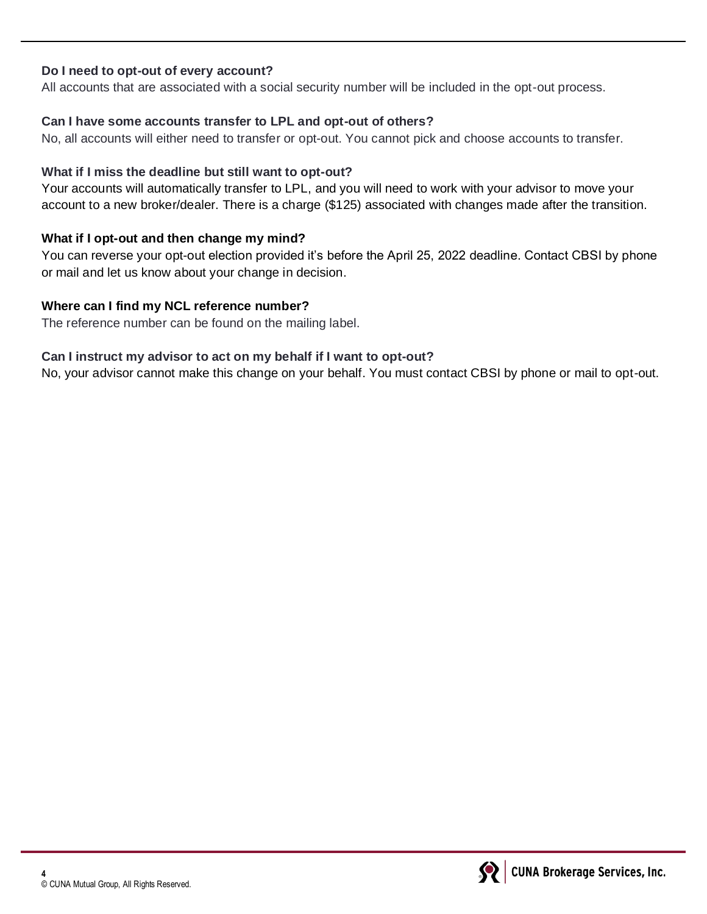**Do I need to opt-out of every account?**

All accounts that are associated with a social security number will be included in the opt-out process.

**Can I have some accounts transfer to LPL and opt-out of others?**

No, all accounts will either need to transfer or opt-out. You cannot pick and choose accounts to transfer.

**What if I miss the deadline but still want to opt-out?**

Your accounts will automatically transfer to LPL, and you will need to work with your advisor to move your account to a new broker/dealer. There is a charge ($125) associated with changes made after the transition.

**What if I opt-out and then change my mind?**

You can reverse your opt-out election provided it's before the April 25, 2022 deadline. Contact CBSI by phone or mail and let us know about your change in decision.

**Where can I find my NCL reference number?**

The reference number can be found on the mailing label.

**Can I instruct my advisor to act on my behalf if I want to opt-out?**

No, your advisor cannot make this change on your behalf. You must contact CBSI by phone or mail to opt-out.